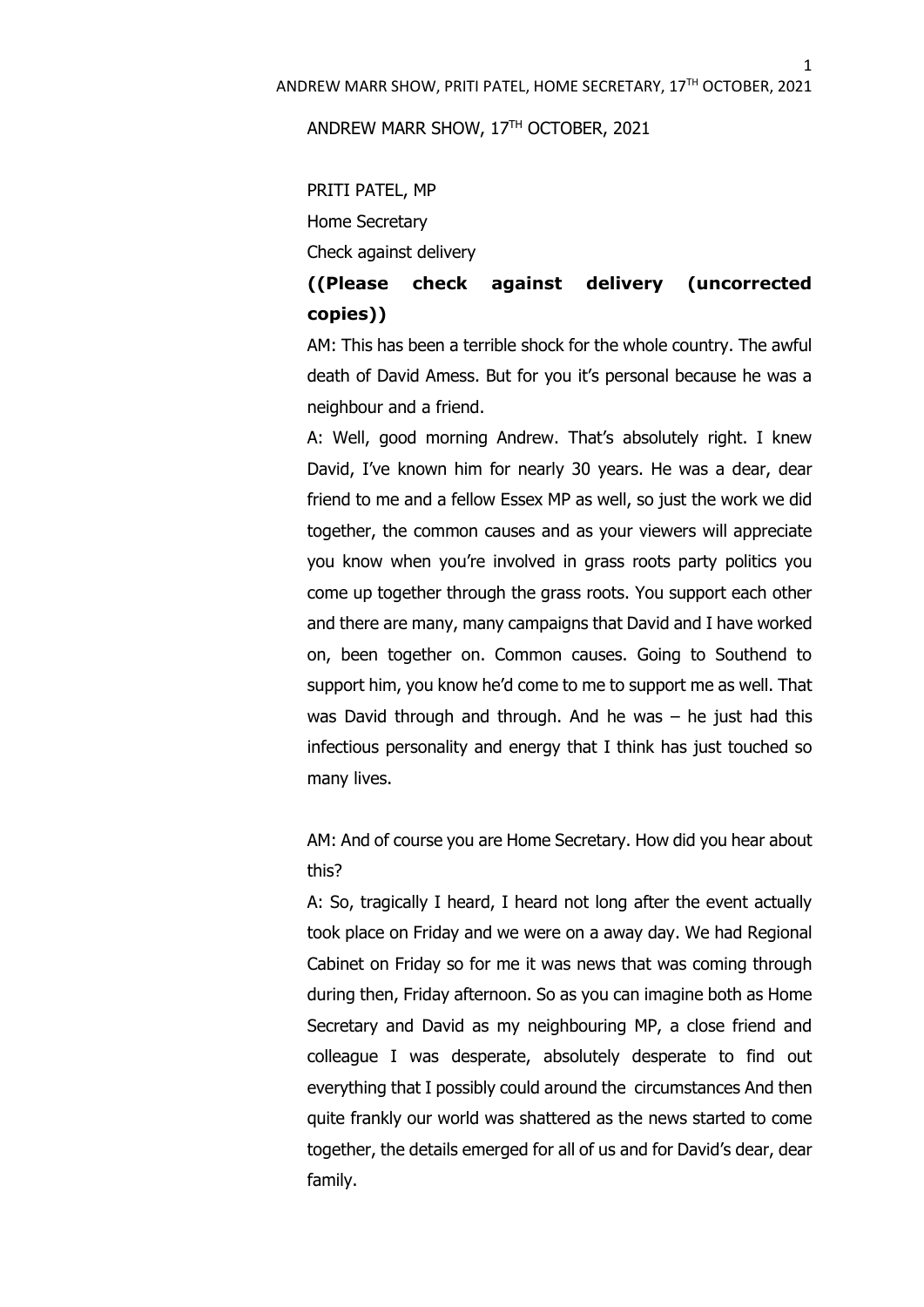ANDREW MARR SHOW, 17TH OCTOBER, 2021

PRITI PATEL, MP

Home Secretary

Check against delivery

**((Please check against delivery (uncorrected copies))**

AM: This has been a terrible shock for the whole country. The awful death of David Amess. But for you it's personal because he was a neighbour and a friend.

A: Well, good morning Andrew. That's absolutely right. I knew David, I've known him for nearly 30 years. He was a dear, dear friend to me and a fellow Essex MP as well, so just the work we did together, the common causes and as your viewers will appreciate you know when you're involved in grass roots party politics you come up together through the grass roots. You support each other and there are many, many campaigns that David and I have worked on, been together on. Common causes. Going to Southend to support him, you know he'd come to me to support me as well. That was David through and through. And he was – he just had this infectious personality and energy that I think has just touched so many lives.

AM: And of course you are Home Secretary. How did you hear about this?

A: So, tragically I heard, I heard not long after the event actually took place on Friday and we were on a away day. We had Regional Cabinet on Friday so for me it was news that was coming through during then, Friday afternoon. So as you can imagine both as Home Secretary and David as my neighbouring MP, a close friend and colleague I was desperate, absolutely desperate to find out everything that I possibly could around the circumstances And then quite frankly our world was shattered as the news started to come together, the details emerged for all of us and for David's dear, dear family.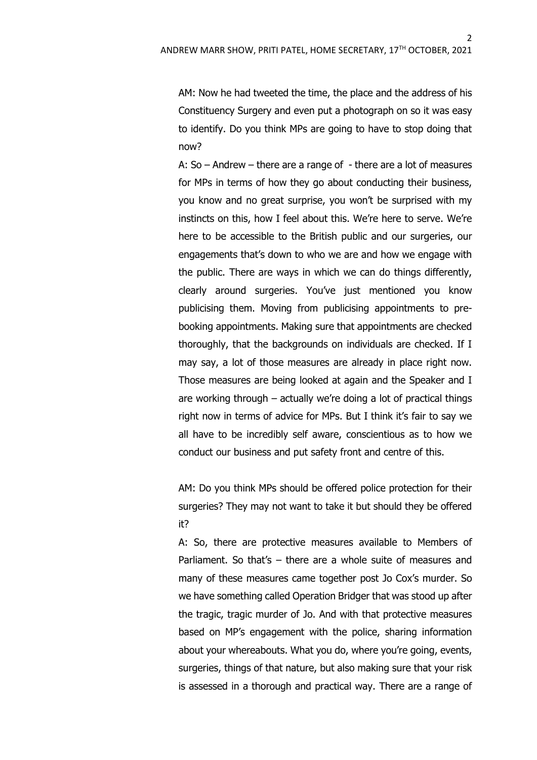AM: Now he had tweeted the time, the place and the address of his Constituency Surgery and even put a photograph on so it was easy to identify. Do you think MPs are going to have to stop doing that now?

A: So – Andrew – there are a range of - there are a lot of measures for MPs in terms of how they go about conducting their business, you know and no great surprise, you won't be surprised with my instincts on this, how I feel about this. We're here to serve. We're here to be accessible to the British public and our surgeries, our engagements that's down to who we are and how we engage with the public. There are ways in which we can do things differently, clearly around surgeries. You've just mentioned you know publicising them. Moving from publicising appointments to pre-booking appointments. Making sure that appointments are checked thoroughly, that the backgrounds on individuals are checked. If I may say, a lot of those measures are already in place right now. Those measures are being looked at again and the Speaker and I are working through – actually we're doing a lot of practical things right now in terms of advice for MPs. But I think it's fair to say we all have to be incredibly self aware, conscientious as to how we conduct our business and put safety front and centre of this.

AM: Do you think MPs should be offered police protection for their surgeries? They may not want to take it but should they be offered it?

A: So, there are protective measures available to Members of Parliament. So that's – there are a whole suite of measures and many of these measures came together post Jo Cox's murder. So we have something called Operation Bridger that was stood up after the tragic, tragic murder of Jo. And with that protective measures based on MP's engagement with the police, sharing information about your whereabouts. What you do, where you're going, events, surgeries, things of that nature, but also making sure that your risk is assessed in a thorough and practical way. There are a range of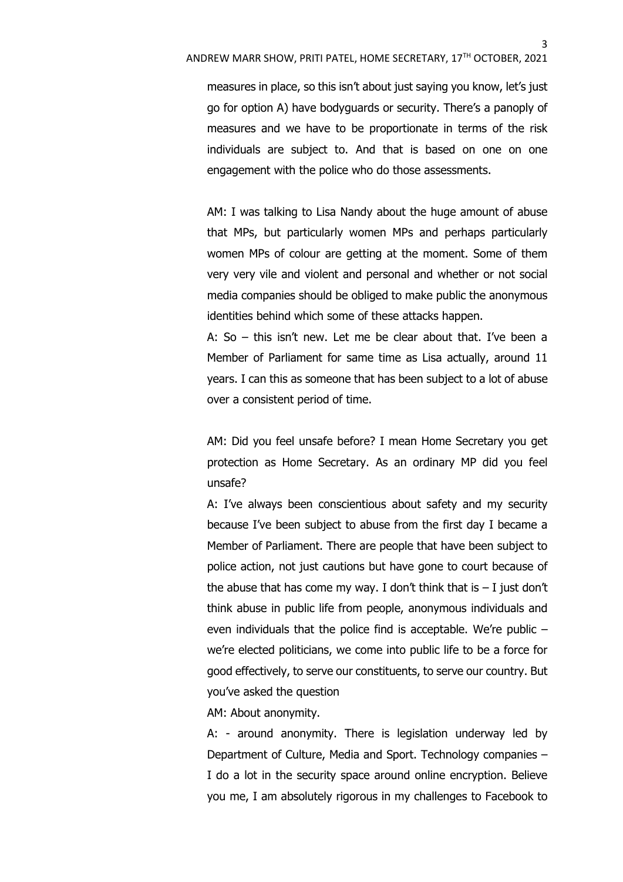measures in place, so this isn't about just saying you know, let's just go for option A) have bodyguards or security. There's a panoply of measures and we have to be proportionate in terms of the risk individuals are subject to. And that is based on one on one engagement with the police who do those assessments.

AM: I was talking to Lisa Nandy about the huge amount of abuse that MPs, but particularly women MPs and perhaps particularly women MPs of colour are getting at the moment. Some of them very very vile and violent and personal and whether or not social media companies should be obliged to make public the anonymous identities behind which some of these attacks happen.

A: So – this isn't new. Let me be clear about that. I've been a Member of Parliament for same time as Lisa actually, around 11 years. I can this as someone that has been subject to a lot of abuse over a consistent period of time.

AM: Did you feel unsafe before? I mean Home Secretary you get protection as Home Secretary. As an ordinary MP did you feel unsafe?

A: I've always been conscientious about safety and my security because I've been subject to abuse from the first day I became a Member of Parliament. There are people that have been subject to police action, not just cautions but have gone to court because of the abuse that has come my way. I don't think that is – I just don't think abuse in public life from people, anonymous individuals and even individuals that the police find is acceptable. We're public – we're elected politicians, we come into public life to be a force for good effectively, to serve our constituents, to serve our country. But you've asked the question

AM: About anonymity.

A: - around anonymity. There is legislation underway led by Department of Culture, Media and Sport. Technology companies – I do a lot in the security space around online encryption. Believe you me, I am absolutely rigorous in my challenges to Facebook to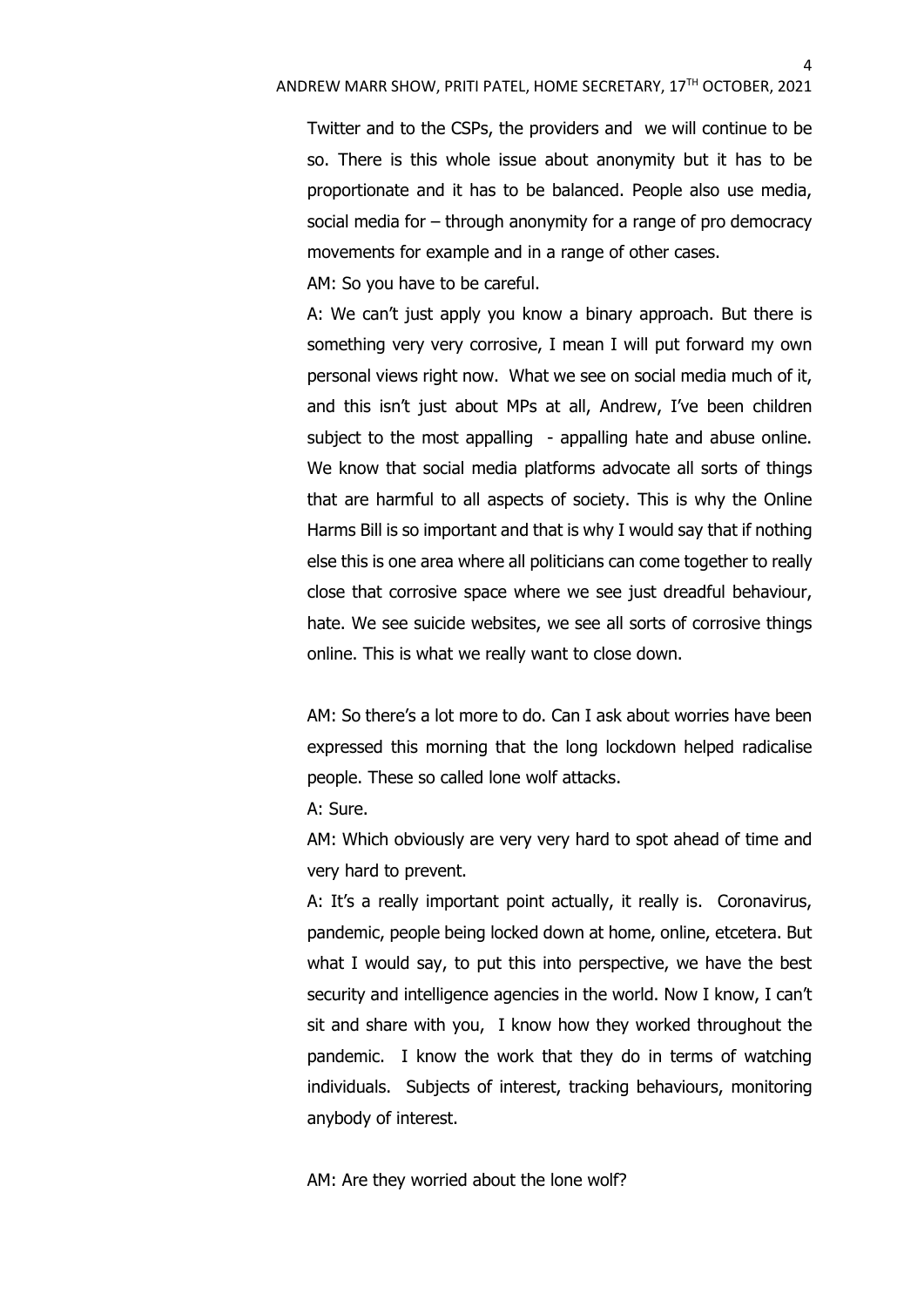Twitter and to the CSPs, the providers and we will continue to be so. There is this whole issue about anonymity but it has to be proportionate and it has to be balanced. People also use media, social media for – through anonymity for a range of pro democracy movements for example and in a range of other cases.

AM: So you have to be careful.

A: We can't just apply you know a binary approach. But there is something very very corrosive, I mean I will put forward my own personal views right now. What we see on social media much of it, and this isn't just about MPs at all, Andrew, I've been children subject to the most appalling - appalling hate and abuse online. We know that social media platforms advocate all sorts of things that are harmful to all aspects of society. This is why the Online Harms Bill is so important and that is why I would say that if nothing else this is one area where all politicians can come together to really close that corrosive space where we see just dreadful behaviour, hate. We see suicide websites, we see all sorts of corrosive things online. This is what we really want to close down.

AM: So there's a lot more to do. Can I ask about worries have been expressed this morning that the long lockdown helped radicalise people. These so called lone wolf attacks.

A: Sure.

AM: Which obviously are very very hard to spot ahead of time and very hard to prevent.

A: It's a really important point actually, it really is. Coronavirus, pandemic, people being locked down at home, online, etcetera. But what I would say, to put this into perspective, we have the best security and intelligence agencies in the world. Now I know, I can't sit and share with you, I know how they worked throughout the pandemic. I know the work that they do in terms of watching individuals. Subjects of interest, tracking behaviours, monitoring anybody of interest.

AM: Are they worried about the lone wolf?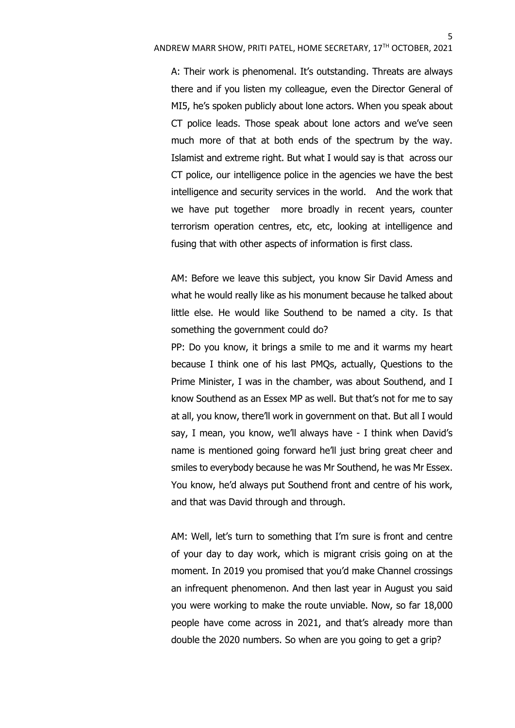A: Their work is phenomenal. It's outstanding. Threats are always there and if you listen my colleague, even the Director General of MI5, he's spoken publicly about lone actors. When you speak about CT police leads. Those speak about lone actors and we've seen much more of that at both ends of the spectrum by the way. Islamist and extreme right. But what I would say is that across our CT police, our intelligence police in the agencies we have the best intelligence and security services in the world. And the work that we have put together more broadly in recent years, counter terrorism operation centres, etc, etc, looking at intelligence and fusing that with other aspects of information is first class.

AM: Before we leave this subject, you know Sir David Amess and what he would really like as his monument because he talked about little else. He would like Southend to be named a city. Is that something the government could do?

PP: Do you know, it brings a smile to me and it warms my heart because I think one of his last PMQs, actually, Questions to the Prime Minister, I was in the chamber, was about Southend, and I know Southend as an Essex MP as well. But that's not for me to say at all, you know, there'll work in government on that. But all I would say, I mean, you know, we'll always have - I think when David's name is mentioned going forward he'll just bring great cheer and smiles to everybody because he was Mr Southend, he was Mr Essex. You know, he'd always put Southend front and centre of his work, and that was David through and through.

AM: Well, let's turn to something that I'm sure is front and centre of your day to day work, which is migrant crisis going on at the moment. In 2019 you promised that you'd make Channel crossings an infrequent phenomenon. And then last year in August you said you were working to make the route unviable. Now, so far 18,000 people have come across in 2021, and that's already more than double the 2020 numbers. So when are you going to get a grip?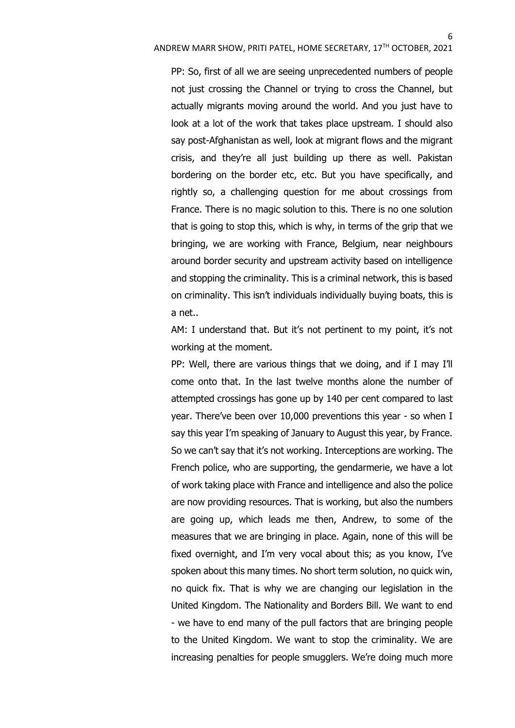PP: So, first of all we are seeing unprecedented numbers of people not just crossing the Channel or trying to cross the Channel, but actually migrants moving around the world. And you just have to look at a lot of the work that takes place upstream. I should also say post-Afghanistan as well, look at migrant flows and the migrant crisis, and they're all just building up there as well. Pakistan bordering on the border etc, etc. But you have specifically, and rightly so, a challenging question for me about crossings from France. There is no magic solution to this. There is no one solution that is going to stop this, which is why, in terms of the grip that we bringing, we are working with France, Belgium, near neighbours around border security and upstream activity based on intelligence and stopping the criminality. This is a criminal network, this is based on criminality. This isn't individuals individually buying boats, this is a net..

AM: I understand that. But it's not pertinent to my point, it's not working at the moment.

PP: Well, there are various things that we doing, and if I may I'll come onto that. In the last twelve months alone the number of attempted crossings has gone up by 140 per cent compared to last year. There've been over 10,000 preventions this year - so when I say this year I'm speaking of January to August this year, by France. So we can't say that it's not working. Interceptions are working. The French police, who are supporting, the gendarmerie, we have a lot of work taking place with France and intelligence and also the police are now providing resources. That is working, but also the numbers are going up, which leads me then, Andrew, to some of the measures that we are bringing in place. Again, none of this will be fixed overnight, and I'm very vocal about this; as you know, I've spoken about this many times. No short term solution, no quick win, no quick fix. That is why we are changing our legislation in the United Kingdom. The Nationality and Borders Bill. We want to end - we have to end many of the pull factors that are bringing people to the United Kingdom. We want to stop the criminality. We are increasing penalties for people smugglers. We're doing much more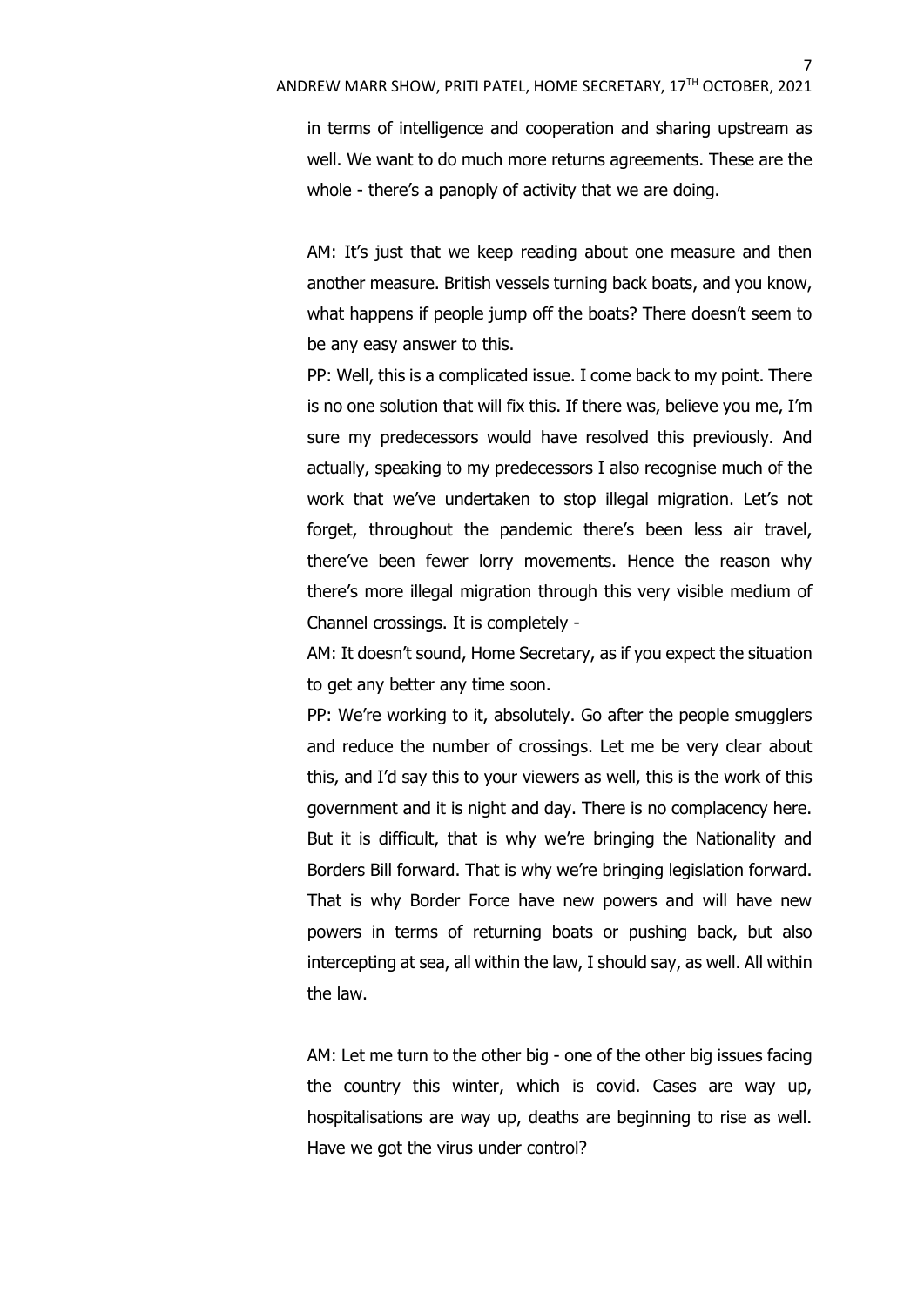in terms of intelligence and cooperation and sharing upstream as well. We want to do much more returns agreements. These are the whole - there's a panoply of activity that we are doing.

AM: It's just that we keep reading about one measure and then another measure. British vessels turning back boats, and you know, what happens if people jump off the boats? There doesn't seem to be any easy answer to this.

PP: Well, this is a complicated issue. I come back to my point. There is no one solution that will fix this. If there was, believe you me, I'm sure my predecessors would have resolved this previously. And actually, speaking to my predecessors I also recognise much of the work that we've undertaken to stop illegal migration. Let's not forget, throughout the pandemic there's been less air travel, there've been fewer lorry movements. Hence the reason why there's more illegal migration through this very visible medium of Channel crossings. It is completely -

AM: It doesn't sound, Home Secretary, as if you expect the situation to get any better any time soon.

PP: We're working to it, absolutely. Go after the people smugglers and reduce the number of crossings. Let me be very clear about this, and I'd say this to your viewers as well, this is the work of this government and it is night and day. There is no complacency here. But it is difficult, that is why we're bringing the Nationality and Borders Bill forward. That is why we're bringing legislation forward. That is why Border Force have new powers and will have new powers in terms of returning boats or pushing back, but also intercepting at sea, all within the law, I should say, as well. All within the law.

AM: Let me turn to the other big - one of the other big issues facing the country this winter, which is covid. Cases are way up, hospitalisations are way up, deaths are beginning to rise as well. Have we got the virus under control?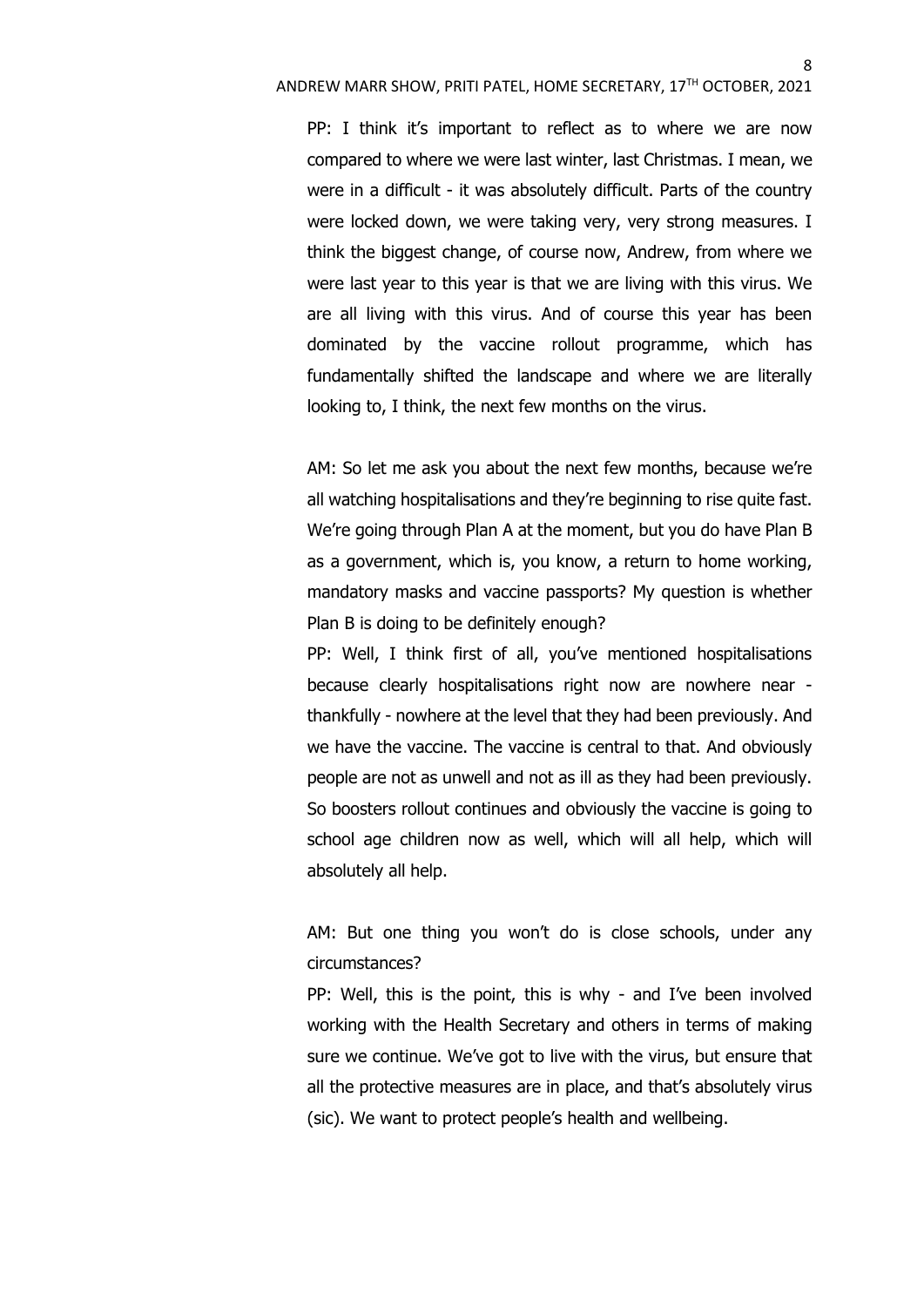PP: I think it's important to reflect as to where we are now compared to where we were last winter, last Christmas. I mean, we were in a difficult - it was absolutely difficult. Parts of the country were locked down, we were taking very, very strong measures. I think the biggest change, of course now, Andrew, from where we were last year to this year is that we are living with this virus. We are all living with this virus. And of course this year has been dominated by the vaccine rollout programme, which has fundamentally shifted the landscape and where we are literally looking to, I think, the next few months on the virus.

AM: So let me ask you about the next few months, because we're all watching hospitalisations and they're beginning to rise quite fast. We're going through Plan A at the moment, but you do have Plan B as a government, which is, you know, a return to home working, mandatory masks and vaccine passports? My question is whether Plan B is doing to be definitely enough?

PP: Well, I think first of all, you've mentioned hospitalisations because clearly hospitalisations right now are nowhere near - thankfully - nowhere at the level that they had been previously. And we have the vaccine. The vaccine is central to that. And obviously people are not as unwell and not as ill as they had been previously. So boosters rollout continues and obviously the vaccine is going to school age children now as well, which will all help, which will absolutely all help.

AM: But one thing you won't do is close schools, under any circumstances?

PP: Well, this is the point, this is why - and I've been involved working with the Health Secretary and others in terms of making sure we continue. We've got to live with the virus, but ensure that all the protective measures are in place, and that's absolutely virus (sic). We want to protect people's health and wellbeing.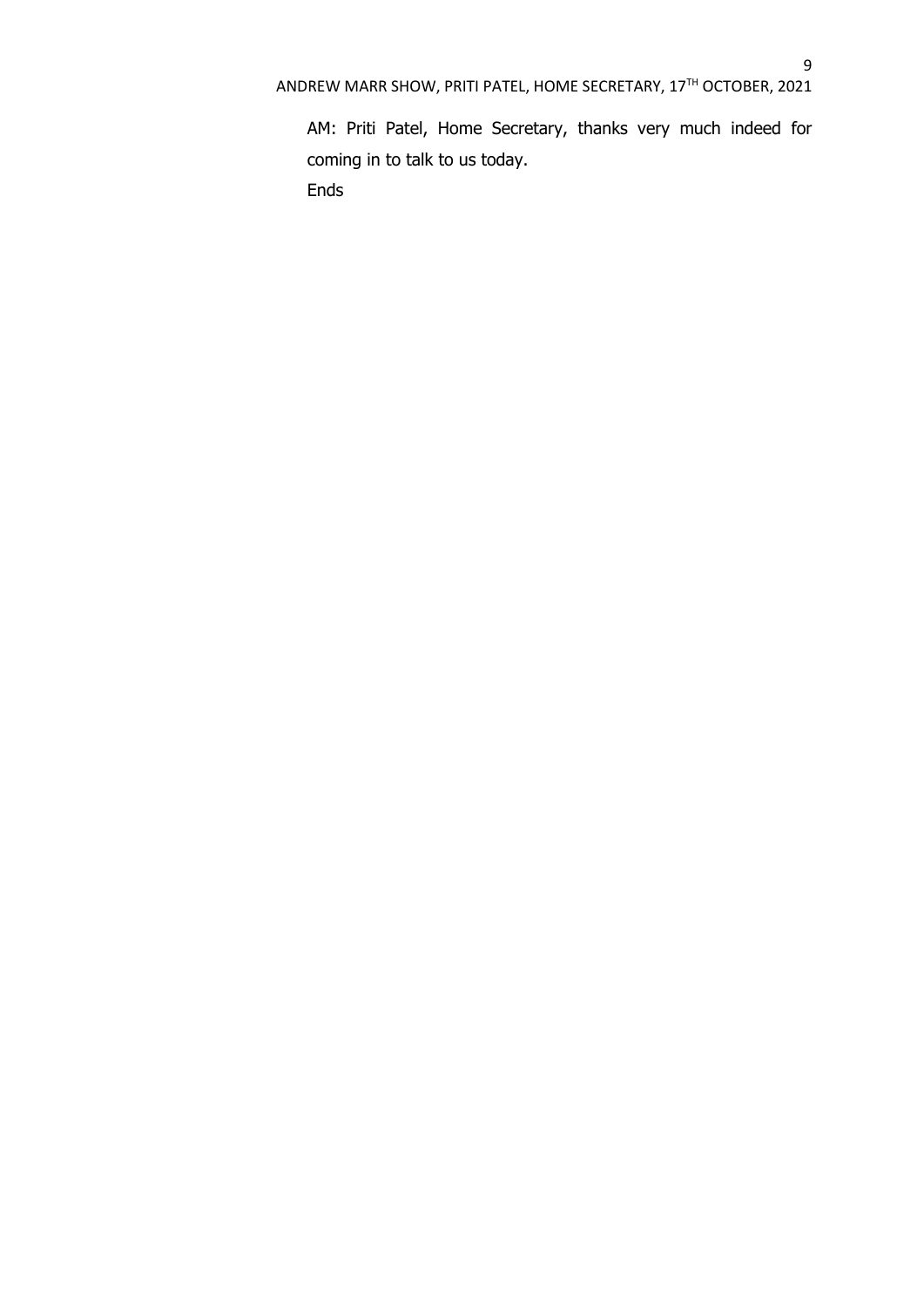AM: Priti Patel, Home Secretary, thanks very much indeed for coming in to talk to us today.

Ends